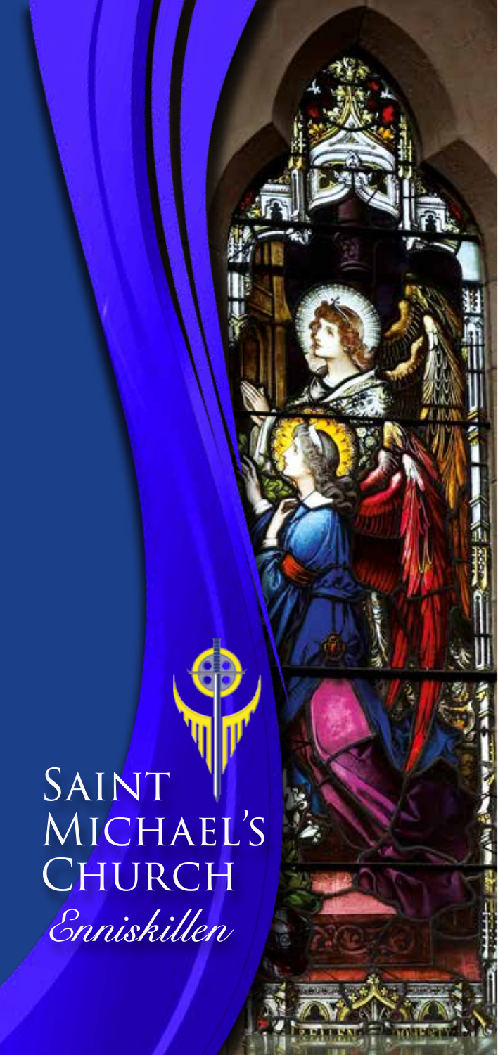# Saint Michael's Church

*Enniskillen*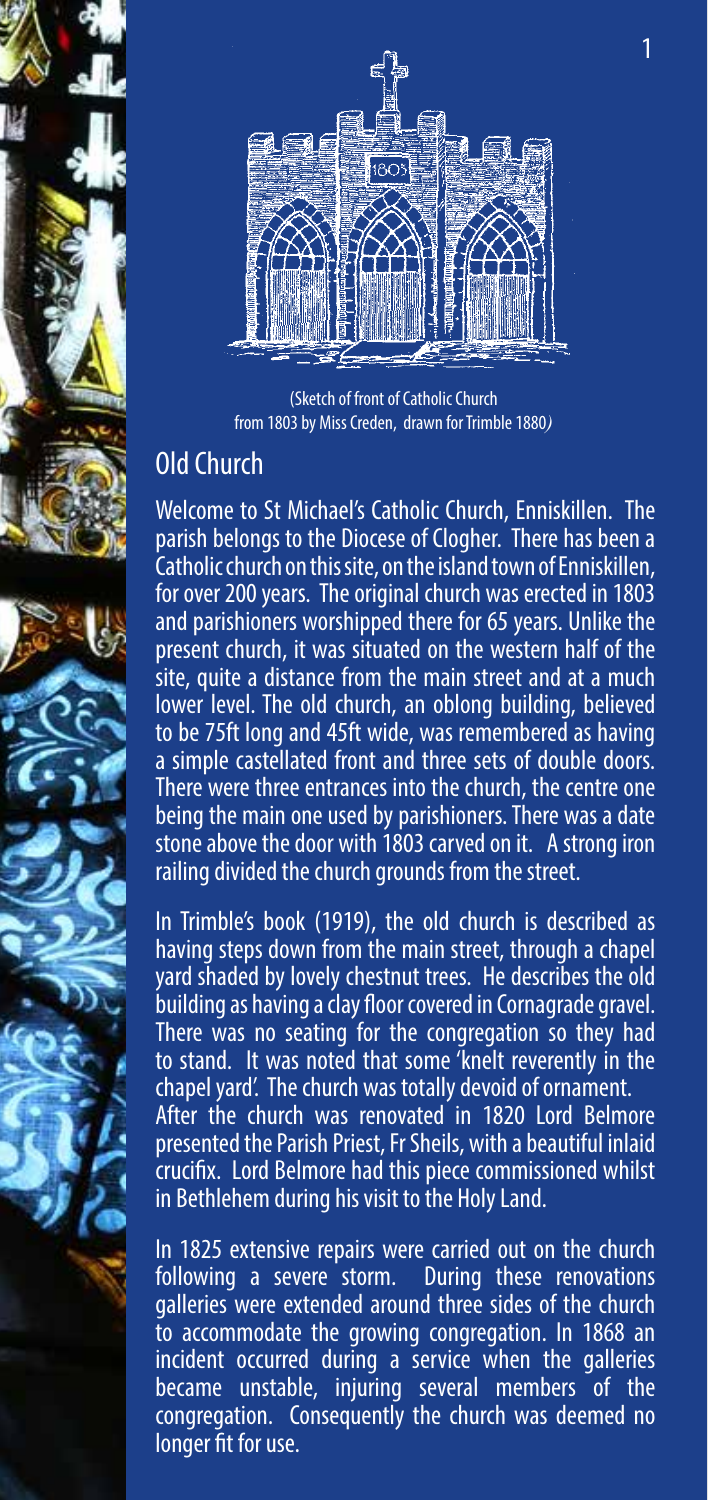(Sketch of front of Catholic Church from 1803 by Miss Creden, drawn for Trimble 1880)

## Old Church

Welcome to St Michael's Catholic Church, Enniskillen. The parish belongs to the Diocese of Clogher. There has been a Catholic church on this site, on the island town of Enniskillen, for over 200 years. The original church was erected in 1803 and parishioners worshipped there for 65 years. Unlike the present church, it was situated on the western half of the site, quite a distance from the main street and at a much lower level. The old church, an oblong building, believed to be 75ft long and 45ft wide, was remembered as having a simple castellated front and three sets of double doors. There were three entrances into the church, the centre one being the main one used by parishioners. There was a date stone above the door with 1803 carved on it. A strong iron railing divided the church grounds from the street.

In Trimble's book (1919), the old church is described as having steps down from the main street, through a chapel yard shaded by lovely chestnut trees. He describes the old building as having a clay floor covered in Cornagrade gravel. There was no seating for the congregation so they had to stand. It was noted that some 'knelt reverently in the chapel yard'. The church was totally devoid of ornament.
After the church was renovated in 1820 Lord Belmore presented the Parish Priest, Fr Sheils, with a beautiful inlaid crucifix. Lord Belmore had this piece commissioned whilst in Bethlehem during his visit to the Holy Land.

In 1825 extensive repairs were carried out on the church following a severe storm. During these renovations galleries were extended around three sides of the church to accommodate the growing congregation. In 1868 an incident occurred during a service when the galleries became unstable, injuring several members of the congregation. Consequently the church was deemed no longer fit for use.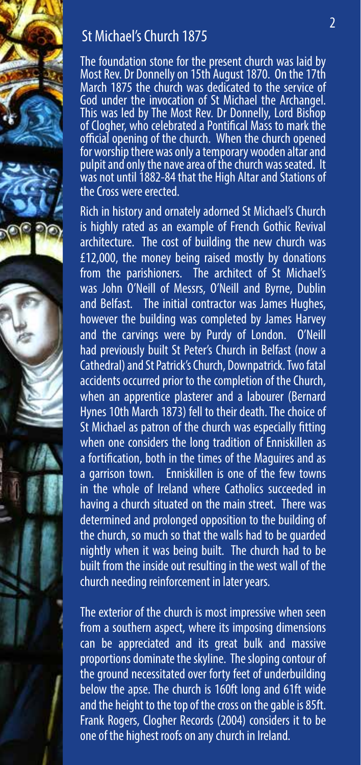## St Michael's Church 1875

The foundation stone for the present church was laid by Most Rev. Dr Donnelly on 15th August 1870. On the 17th March 1875 the church was dedicated to the service of God under the invocation of St Michael the Archangel. This was led by The Most Rev. Dr Donnelly, Lord Bishop of Clogher, who celebrated a Pontifical Mass to mark the official opening of the church. When the church opened for worship there was only a temporary wooden altar and pulpit and only the nave area of the church was seated. It was not until 1882-84 that the High Altar and Stations of the Cross were erected.

Rich in history and ornately adorned St Michael's Church is highly rated as an example of French Gothic Revival architecture. The cost of building the new church was £12,000, the money being raised mostly by donations from the parishioners. The architect of St Michael's was John O'Neill of Messrs, O'Neill and Byrne, Dublin and Belfast. The initial contractor was James Hughes, however the building was completed by James Harvey and the carvings were by Purdy of London. O'Neill had previously built St Peter's Church in Belfast (now a Cathedral) and St Patrick's Church, Downpatrick. Two fatal accidents occurred prior to the completion of the Church, when an apprentice plasterer and a labourer (Bernard Hynes 10th March 1873) fell to their death. The choice of St Michael as patron of the church was especially fitting when one considers the long tradition of Enniskillen as a fortification, both in the times of the Maguires and as a garrison town. Enniskillen is one of the few towns in the whole of Ireland where Catholics succeeded in having a church situated on the main street. There was determined and prolonged opposition to the building of the church, so much so that the walls had to be guarded nightly when it was being built. The church had to be built from the inside out resulting in the west wall of the church needing reinforcement in later years.

The exterior of the church is most impressive when seen from a southern aspect, where its imposing dimensions can be appreciated and its great bulk and massive proportions dominate the skyline. The sloping contour of the ground necessitated over forty feet of underbuilding below the apse. The church is 160ft long and 61ft wide and the height to the top of the cross on the gable is 85ft. Frank Rogers, Clogher Records (2004) considers it to be one of the highest roofs on any church in Ireland.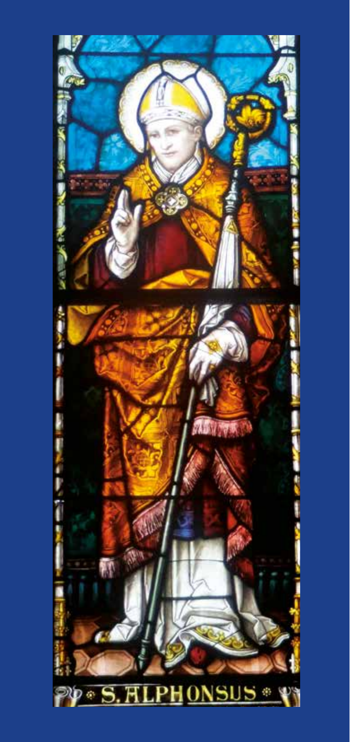S. ALPHONSUS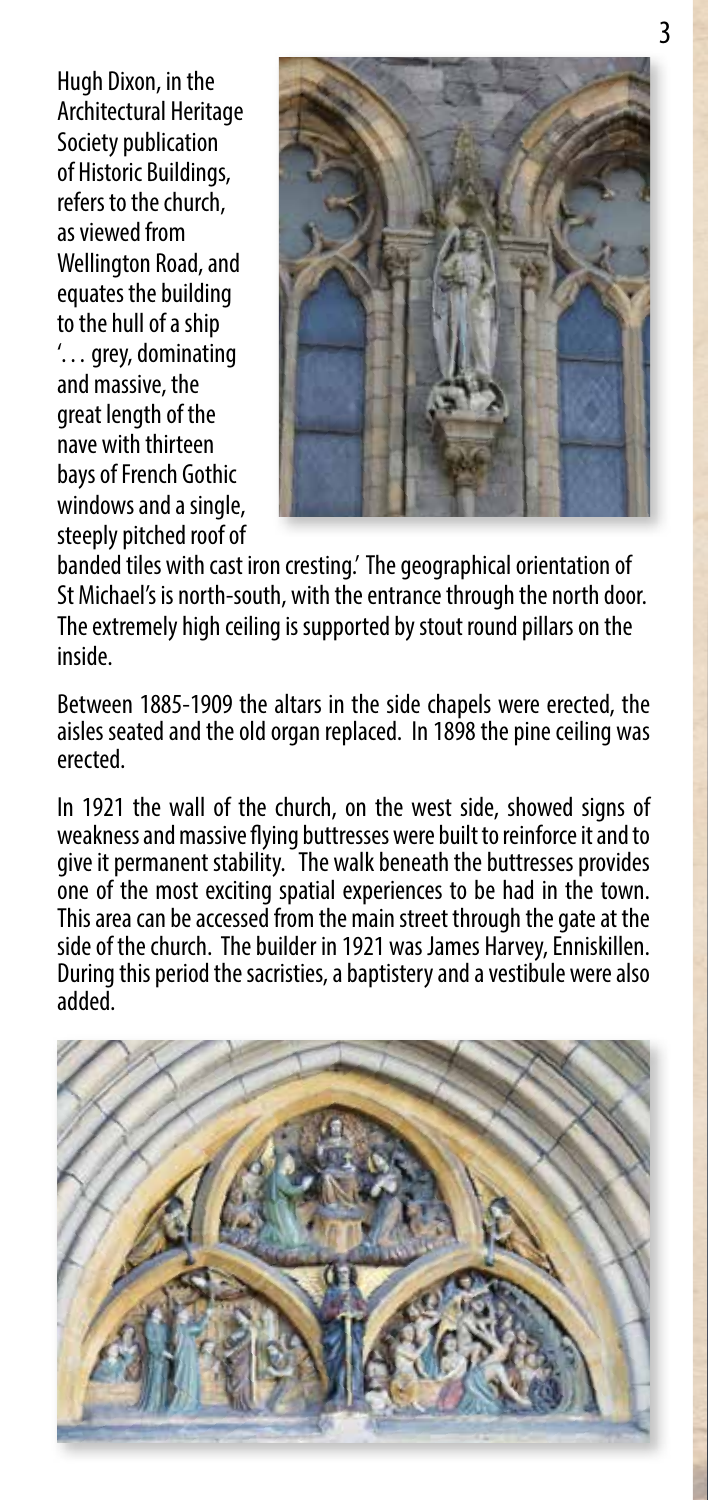Hugh Dixon, in the Architectural Heritage Society publication of Historic Buildings, refers to the church, as viewed from Wellington Road, and equates the building to the hull of a ship '… grey, dominating and massive, the great length of the nave with thirteen bays of French Gothic windows and a single, steeply pitched roof of banded tiles with cast iron cresting.' The geographical orientation of St Michael's is north-south, with the entrance through the north door. The extremely high ceiling is supported by stout round pillars on the inside.

Between 1885-1909 the altars in the side chapels were erected, the aisles seated and the old organ replaced. In 1898 the pine ceiling was erected.

In 1921 the wall of the church, on the west side, showed signs of weakness and massive flying buttresses were built to reinforce it and to give it permanent stability. The walk beneath the buttresses provides one of the most exciting spatial experiences to be had in the town. This area can be accessed from the main street through the gate at the side of the church. The builder in 1921 was James Harvey, Enniskillen. During this period the sacristies, a baptistery and a vestibule were also added.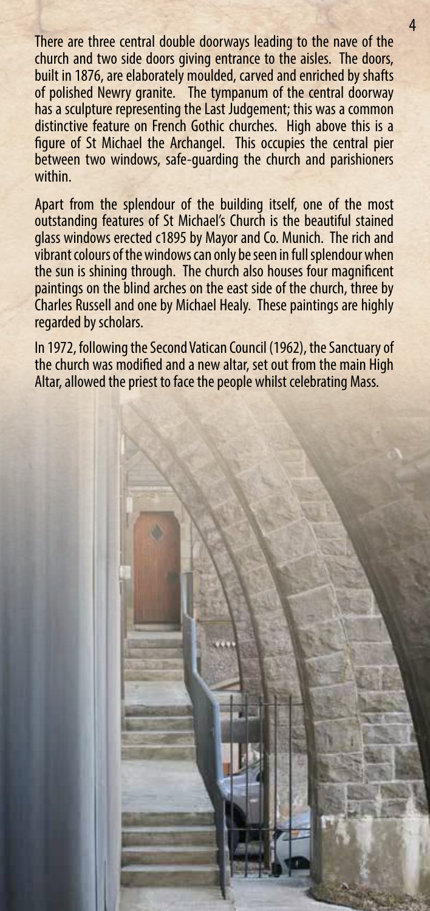There are three central double doorways leading to the nave of the church and two side doors giving entrance to the aisles. The doors, built in 1876, are elaborately moulded, carved and enriched by shafts of polished Newry granite. The tympanum of the central doorway has a sculpture representing the Last Judgement; this was a common distinctive feature on French Gothic churches. High above this is a figure of St Michael the Archangel. This occupies the central pier between two windows, safe-guarding the church and parishioners within.

Apart from the splendour of the building itself, one of the most outstanding features of St Michael's Church is the beautiful stained glass windows erected c1895 by Mayor and Co. Munich. The rich and vibrant colours of the windows can only be seen in full splendour when the sun is shining through. The church also houses four magnificent paintings on the blind arches on the east side of the church, three by Charles Russell and one by Michael Healy. These paintings are highly regarded by scholars.

In 1972, following the Second Vatican Council (1962), the Sanctuary of the church was modified and a new altar, set out from the main High Altar, allowed the priest to face the people whilst celebrating Mass.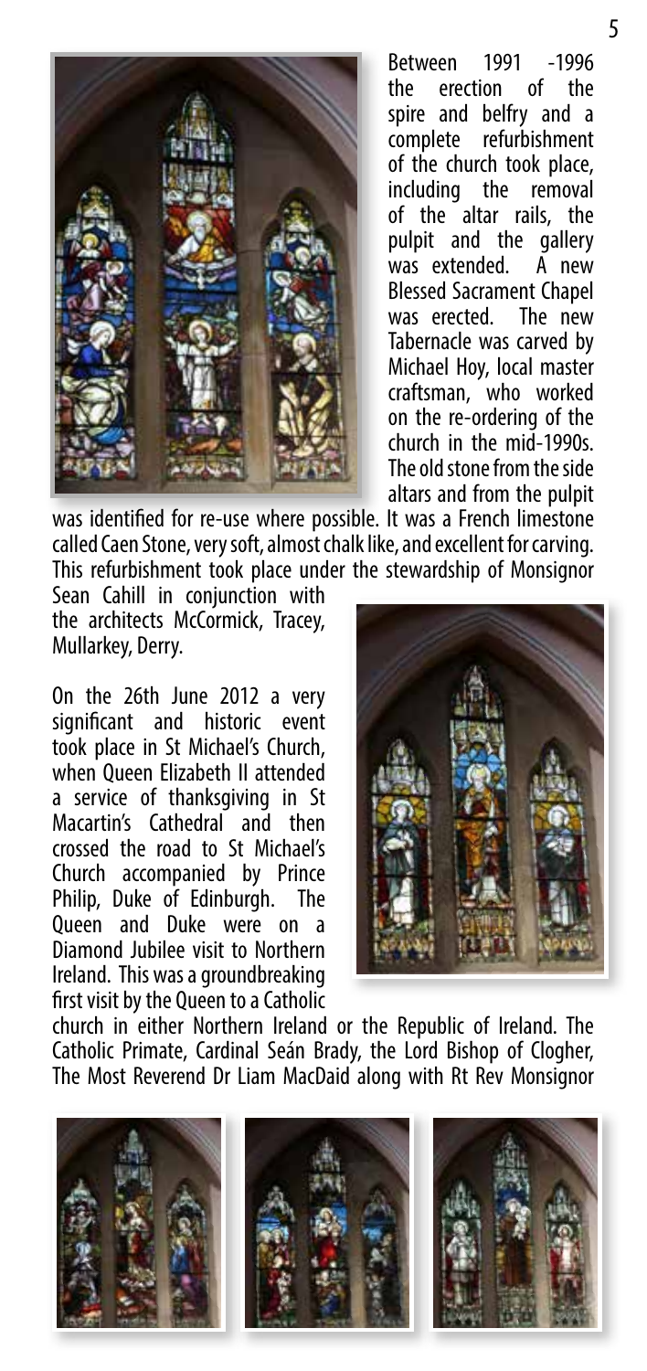Between 1991 -1996 the erection of the spire and belfry and a complete refurbishment of the church took place, including the removal of the altar rails, the pulpit and the gallery was extended. A new Blessed Sacrament Chapel was erected. The new Tabernacle was carved by Michael Hoy, local master craftsman, who worked on the re-ordering of the church in the mid-1990s. The old stone from the side altars and from the pulpit was identified for re-use where possible. It was a French limestone called Caen Stone, very soft, almost chalk like, and excellent for carving. This refurbishment took place under the stewardship of Monsignor Sean Cahill in conjunction with the architects McCormick, Tracey, Mullarkey, Derry.

On the 26th June 2012 a very significant and historic event took place in St Michael's Church, when Queen Elizabeth II attended a service of thanksgiving in St Macartin's Cathedral and then crossed the road to St Michael's Church accompanied by Prince Philip, Duke of Edinburgh. The Queen and Duke were on a Diamond Jubilee visit to Northern Ireland. This was a groundbreaking first visit by the Queen to a Catholic church in either Northern Ireland or the Republic of Ireland. The Catholic Primate, Cardinal Seán Brady, the Lord Bishop of Clogher, The Most Reverend Dr Liam MacDaid along with Rt Rev Monsignor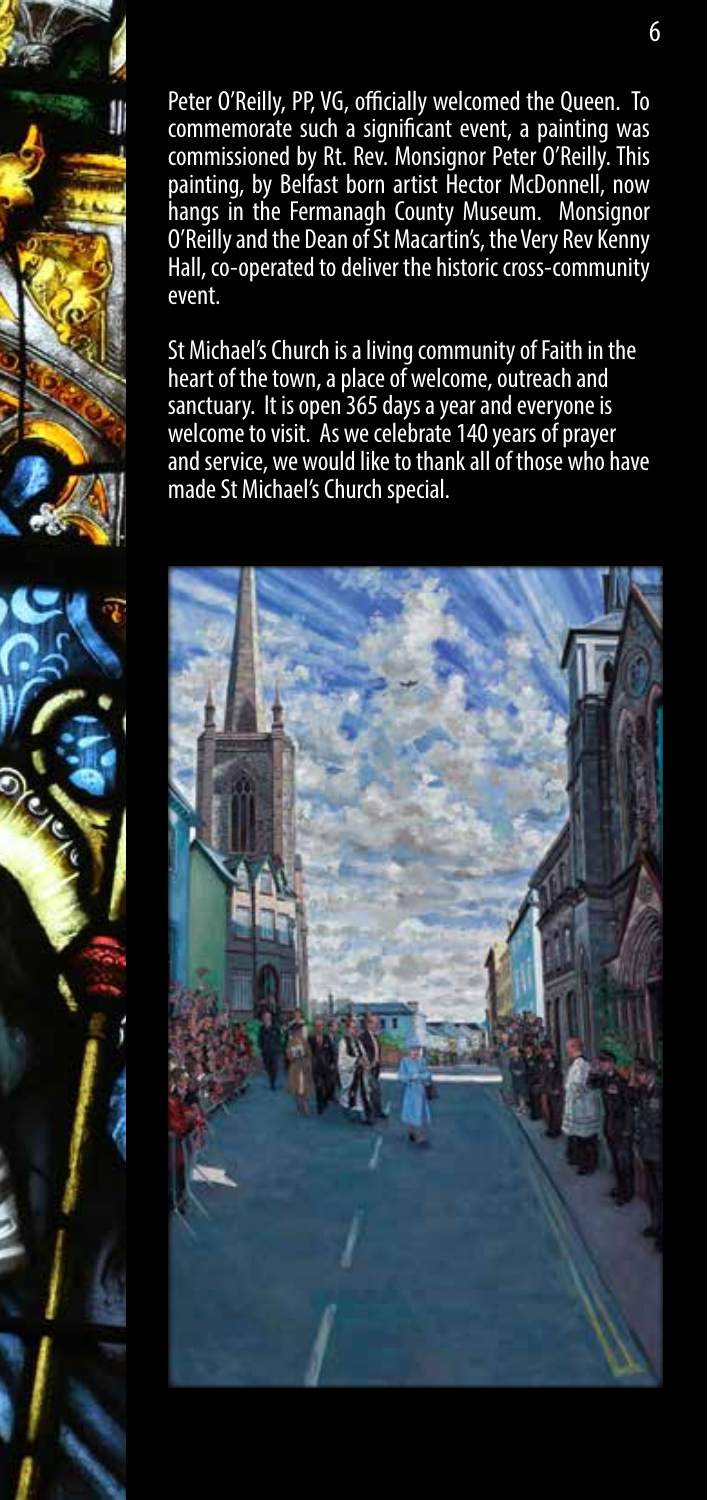Peter O'Reilly, PP, VG, officially welcomed the Queen. To commemorate such a significant event, a painting was commissioned by Rt. Rev. Monsignor Peter O'Reilly. This painting, by Belfast born artist Hector McDonnell, now hangs in the Fermanagh County Museum. Monsignor O'Reilly and the Dean of St Macartin's, the Very Rev Kenny Hall, co-operated to deliver the historic cross-community event.

St Michael's Church is a living community of Faith in the heart of the town, a place of welcome, outreach and sanctuary. It is open 365 days a year and everyone is welcome to visit. As we celebrate 140 years of prayer and service, we would like to thank all of those who have made St Michael's Church special.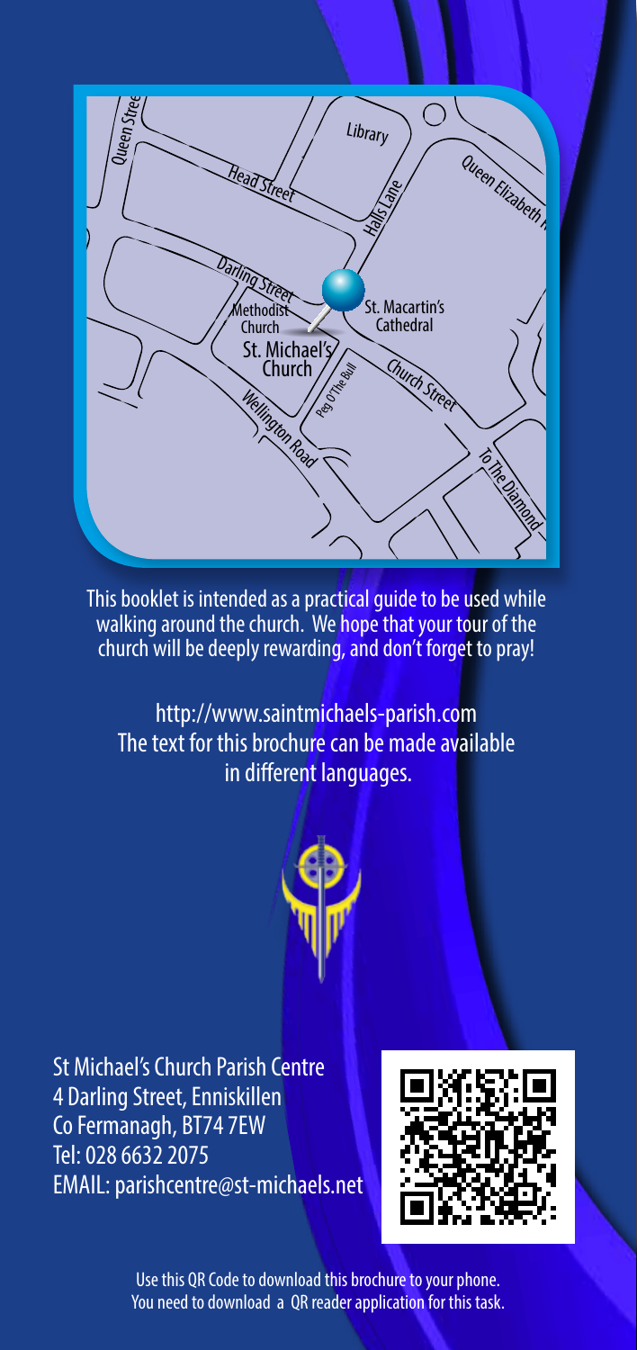Queen Street

Library

Head Street

Halls Lane

Queen Elizabeth R

Darling Street

Methodist Church

St. Michael's Church

St. Macartin's Cathedral

Peg O'The Bull

Church Street

Wellington Road

To The Diamond

This booklet is intended as a practical guide to be used while walking around the church. We hope that your tour of the church will be deeply rewarding, and don't forget to pray!

http://www.saintmichaels-parish.com

The text for this brochure can be made available in different languages.

St Michael's Church Parish Centre
4 Darling Street, Enniskillen
Co Fermanagh, BT74 7EW
Tel: 028 6632 2075
EMAIL: parishcentre@st-michaels.net

Use this QR Code to download this brochure to your phone.
You need to download a QR reader application for this task.